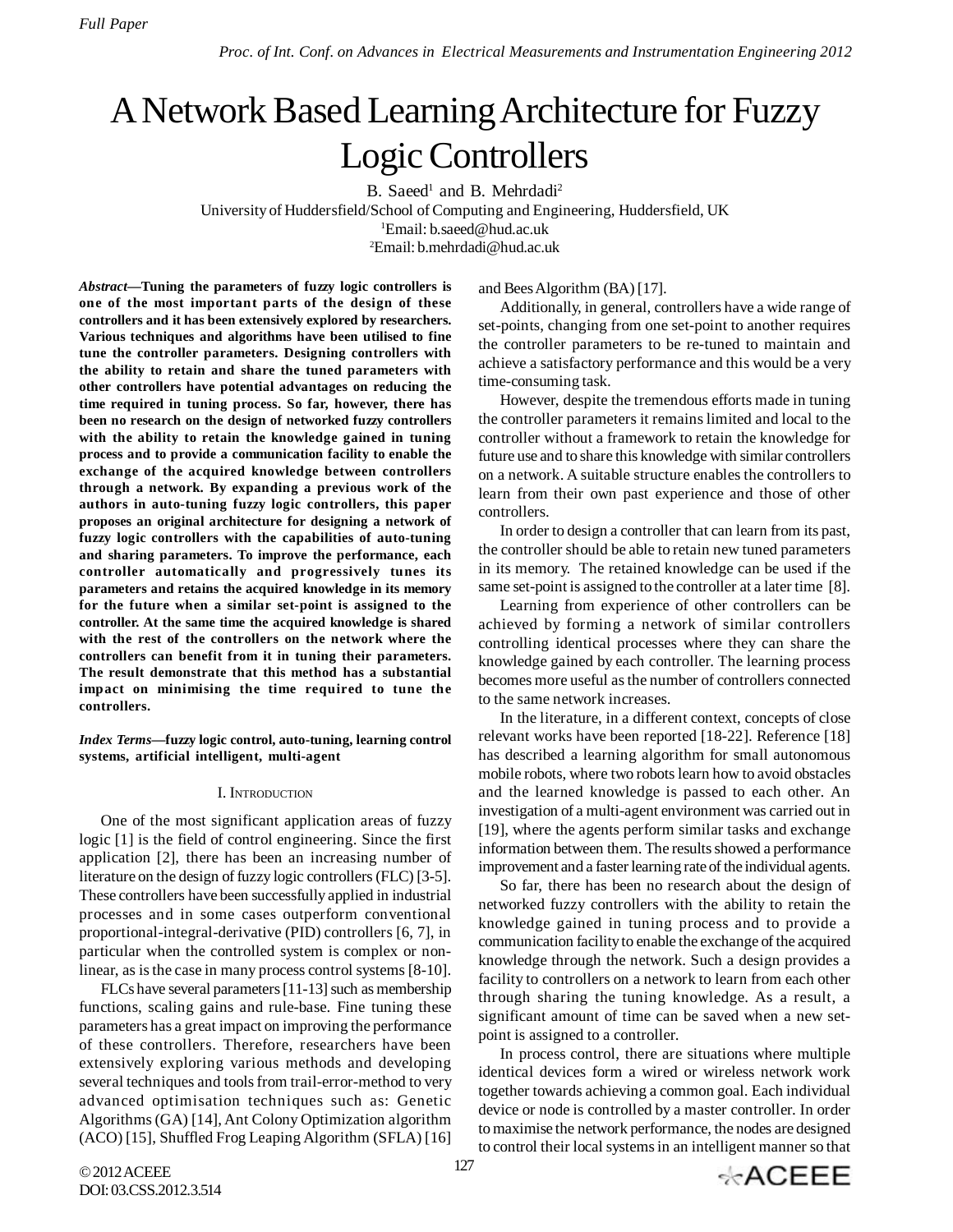# A Network Based Learning Architecture for Fuzzy Logic Controllers

B. Saeed[1] and B. Mehrdadi[2]

University of Huddersfield/School of Computing and Engineering, Huddersfield, UK

[1]Email: b.saeed@hud.ac.uk

[2]Email: b.mehrdadi@hud.ac.uk

***Abstract*—Tuning the parameters of fuzzy logic controllers is one of the most important parts of the design of these controllers and it has been extensively explored by researchers. Various techniques and algorithms have been utilised to fine tune the controller parameters. Designing controllers with the ability to retain and share the tuned parameters with other controllers have potential advantages on reducing the time required in tuning process. So far, however, there has been no research on the design of networked fuzzy controllers with the ability to retain the knowledge gained in tuning process and to provide a communication facility to enable the exchange of the acquired knowledge between controllers through a network. By expanding a previous work of the authors in auto-tuning fuzzy logic controllers, this paper proposes an original architecture for designing a network of fuzzy logic controllers with the capabilities of auto-tuning and sharing parameters. To improve the performance, each controller automatically and progressively tunes its parameters and retains the acquired knowledge in its memory for the future when a similar set-point is assigned to the controller. At the same time the acquired knowledge is shared with the rest of the controllers on the network where the controllers can benefit from it in tuning their parameters. The result demonstrate that this method has a substantial impact on minimising the time required to tune the controllers.**

***Index Terms*—fuzzy logic control, auto-tuning, learning control systems, artificial intelligent, multi-agent**

## I. Introduction

One of the most significant application areas of fuzzy logic [1] is the field of control engineering. Since the first application [2], there has been an increasing number of literature on the design of fuzzy logic controllers (FLC) [3-5]. These controllers have been successfully applied in industrial processes and in some cases outperform conventional proportional-integral-derivative (PID) controllers [6, 7], in particular when the controlled system is complex or non-linear, as is the case in many process control systems [8-10].

FLCs have several parameters [11-13] such as membership functions, scaling gains and rule-base. Fine tuning these parameters has a great impact on improving the performance of these controllers. Therefore, researchers have been extensively exploring various methods and developing several techniques and tools from trail-error-method to very advanced optimisation techniques such as: Genetic Algorithms (GA) [14], Ant Colony Optimization algorithm (ACO) [15], Shuffled Frog Leaping Algorithm (SFLA) [16] and Bees Algorithm (BA) [17].

Additionally, in general, controllers have a wide range of set-points, changing from one set-point to another requires the controller parameters to be re-tuned to maintain and achieve a satisfactory performance and this would be a very time-consuming task.

However, despite the tremendous efforts made in tuning the controller parameters it remains limited and local to the controller without a framework to retain the knowledge for future use and to share this knowledge with similar controllers on a network. A suitable structure enables the controllers to learn from their own past experience and those of other controllers.

In order to design a controller that can learn from its past, the controller should be able to retain new tuned parameters in its memory. The retained knowledge can be used if the same set-point is assigned to the controller at a later time [8].

Learning from experience of other controllers can be achieved by forming a network of similar controllers controlling identical processes where they can share the knowledge gained by each controller. The learning process becomes more useful as the number of controllers connected to the same network increases.

In the literature, in a different context, concepts of close relevant works have been reported [18-22]. Reference [18] has described a learning algorithm for small autonomous mobile robots, where two robots learn how to avoid obstacles and the learned knowledge is passed to each other. An investigation of a multi-agent environment was carried out in [19], where the agents perform similar tasks and exchange information between them. The results showed a performance improvement and a faster learning rate of the individual agents.

So far, there has been no research about the design of networked fuzzy controllers with the ability to retain the knowledge gained in tuning process and to provide a communication facility to enable the exchange of the acquired knowledge through the network. Such a design provides a facility to controllers on a network to learn from each other through sharing the tuning knowledge. As a result, a significant amount of time can be saved when a new set-point is assigned to a controller.

In process control, there are situations where multiple identical devices form a wired or wireless network work together towards achieving a common goal. Each individual device or node is controlled by a master controller. In order to maximise the network performance, the nodes are designed to control their local systems in an intelligent manner so that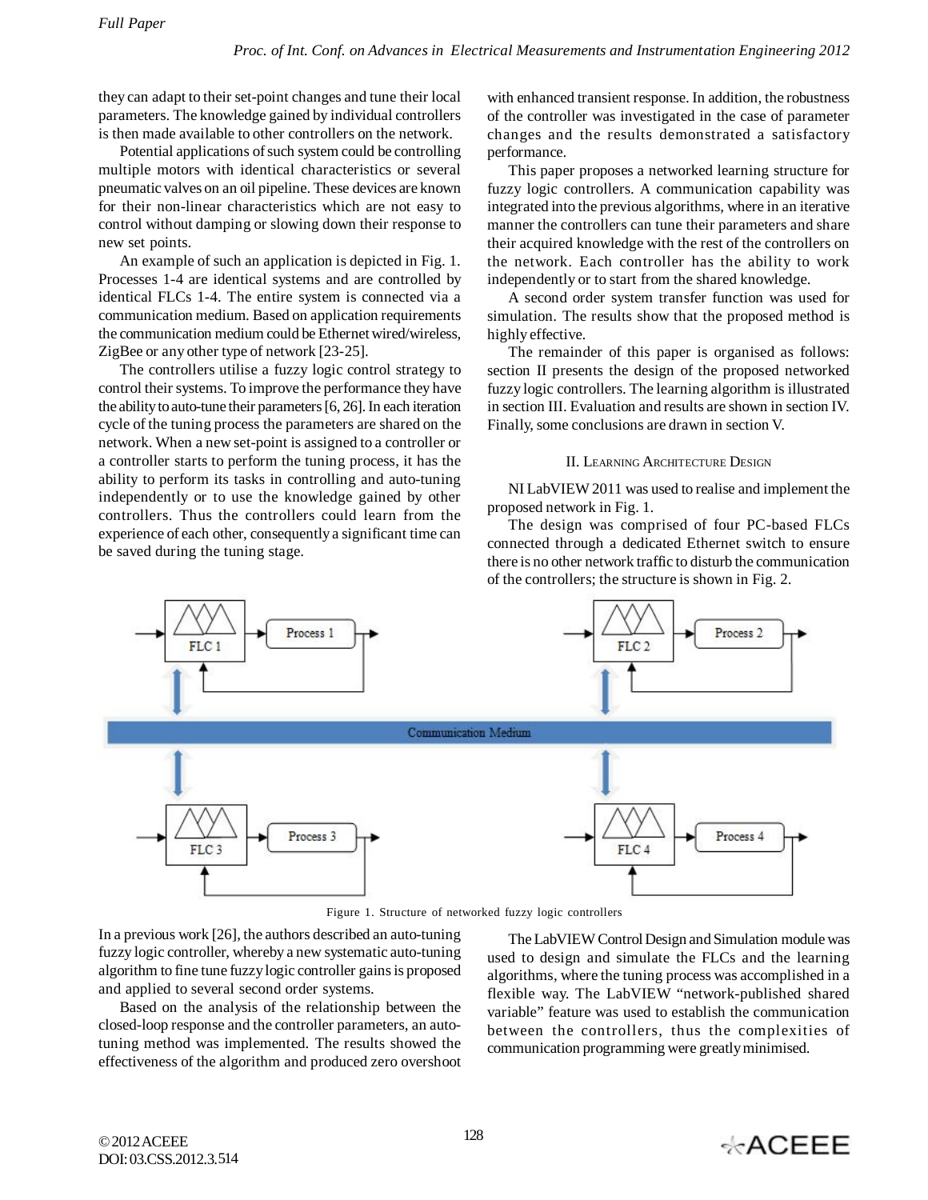they can adapt to their set-point changes and tune their local parameters. The knowledge gained by individual controllers is then made available to other controllers on the network.

Potential applications of such system could be controlling multiple motors with identical characteristics or several pneumatic valves on an oil pipeline. These devices are known for their non-linear characteristics which are not easy to control without damping or slowing down their response to new set points.

An example of such an application is depicted in Fig. 1. Processes 1-4 are identical systems and are controlled by identical FLCs 1-4. The entire system is connected via a communication medium. Based on application requirements the communication medium could be Ethernet wired/wireless, ZigBee or any other type of network [23-25].

The controllers utilise a fuzzy logic control strategy to control their systems. To improve the performance they have the ability to auto-tune their parameters [6, 26]. In each iteration cycle of the tuning process the parameters are shared on the network. When a new set-point is assigned to a controller or a controller starts to perform the tuning process, it has the ability to perform its tasks in controlling and auto-tuning independently or to use the knowledge gained by other controllers. Thus the controllers could learn from the experience of each other, consequently a significant time can be saved during the tuning stage.

Figure 1. Structure of networked fuzzy logic controllers

In a previous work [26], the authors described an auto-tuning fuzzy logic controller, whereby a new systematic auto-tuning algorithm to fine tune fuzzy logic controller gains is proposed and applied to several second order systems.

Based on the analysis of the relationship between the closed-loop response and the controller parameters, an auto-tuning method was implemented. The results showed the effectiveness of the algorithm and produced zero overshoot with enhanced transient response. In addition, the robustness of the controller was investigated in the case of parameter changes and the results demonstrated a satisfactory performance.

This paper proposes a networked learning structure for fuzzy logic controllers. A communication capability was integrated into the previous algorithms, where in an iterative manner the controllers can tune their parameters and share their acquired knowledge with the rest of the controllers on the network. Each controller has the ability to work independently or to start from the shared knowledge.

A second order system transfer function was used for simulation. The results show that the proposed method is highly effective.

The remainder of this paper is organised as follows: section II presents the design of the proposed networked fuzzy logic controllers. The learning algorithm is illustrated in section III. Evaluation and results are shown in section IV. Finally, some conclusions are drawn in section V.

## II. Learning Architecture Design

NI LabVIEW 2011 was used to realise and implement the proposed network in Fig. 1.

The design was comprised of four PC-based FLCs connected through a dedicated Ethernet switch to ensure there is no other network traffic to disturb the communication of the controllers; the structure is shown in Fig. 2.

The LabVIEW Control Design and Simulation module was used to design and simulate the FLCs and the learning algorithms, where the tuning process was accomplished in a flexible way. The LabVIEW "network-published shared variable" feature was used to establish the communication between the controllers, thus the complexities of communication programming were greatly minimised.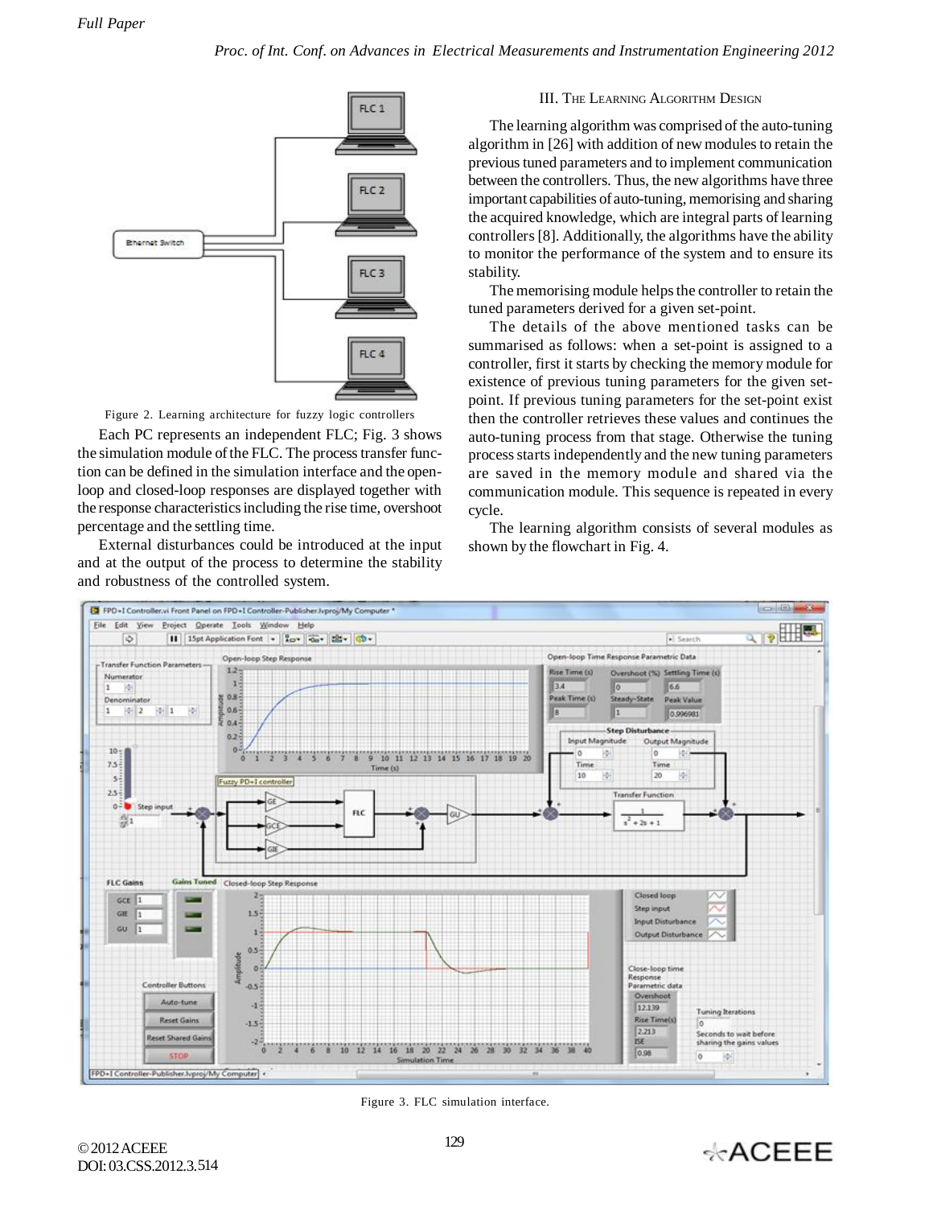Figure 2. Learning architecture for fuzzy logic controllers

Each PC represents an independent FLC; Fig. 3 shows the simulation module of the FLC. The process transfer function can be defined in the simulation interface and the open-loop and closed-loop responses are displayed together with the response characteristics including the rise time, overshoot percentage and the settling time.

External disturbances could be introduced at the input and at the output of the process to determine the stability and robustness of the controlled system.

## III. The Learning Algorithm Design

The learning algorithm was comprised of the auto-tuning algorithm in [26] with addition of new modules to retain the previous tuned parameters and to implement communication between the controllers. Thus, the new algorithms have three important capabilities of auto-tuning, memorising and sharing the acquired knowledge, which are integral parts of learning controllers [8]. Additionally, the algorithms have the ability to monitor the performance of the system and to ensure its stability.

The memorising module helps the controller to retain the tuned parameters derived for a given set-point.

The details of the above mentioned tasks can be summarised as follows: when a set-point is assigned to a controller, first it starts by checking the memory module for existence of previous tuning parameters for the given set-point. If previous tuning parameters for the set-point exist then the controller retrieves these values and continues the auto-tuning process from that stage. Otherwise the tuning process starts independently and the new tuning parameters are saved in the memory module and shared via the communication module. This sequence is repeated in every cycle.

The learning algorithm consists of several modules as shown by the flowchart in Fig. 4.

Figure 3. FLC simulation interface.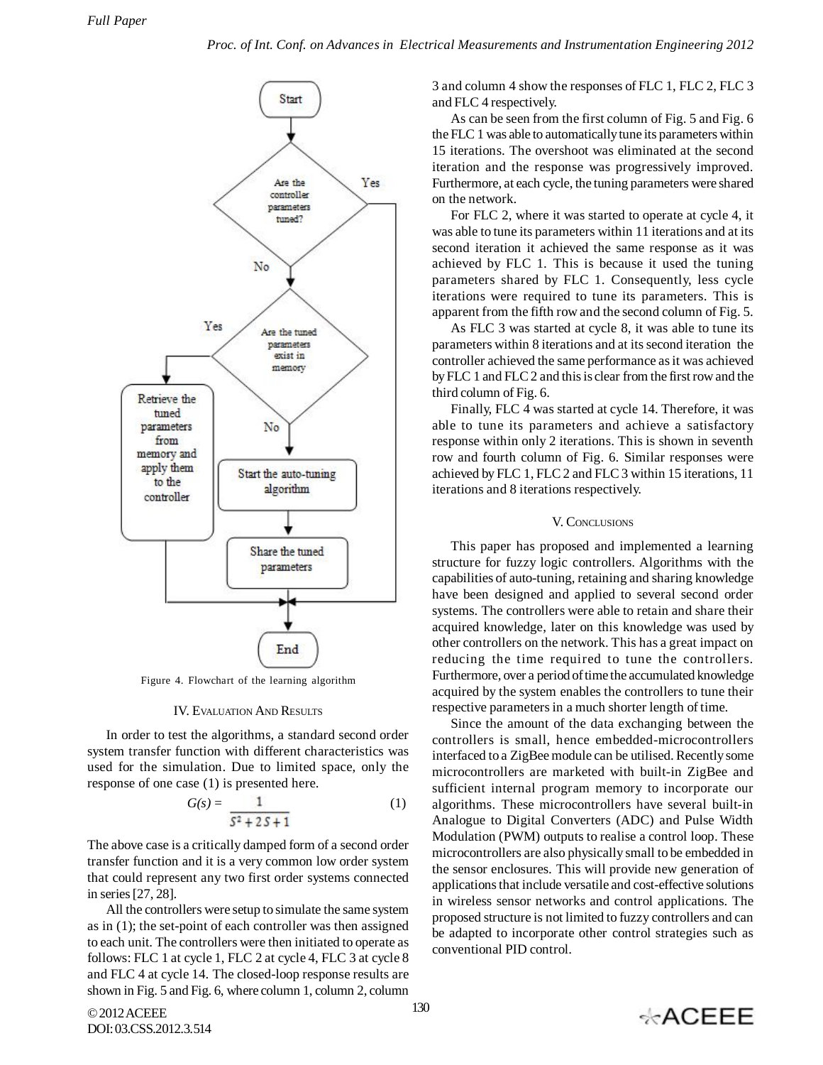Start

Are the controller parameters tuned?

Yes

No

Are the tuned parameters exist in memory

Yes

Retrieve the tuned parameters from memory and apply them to the controller

No

Start the auto-tuning algorithm

Share the tuned parameters

End

Figure 4. Flowchart of the learning algorithm

## IV. Evaluation And Results

In order to test the algorithms, a standard second order system transfer function with different characteristics was used for the simulation. Due to limited space, only the response of one case (1) is presented here.

$$G(s) = \frac{1}{S^2 + 2S + 1} \tag{1}$$

The above case is a critically damped form of a second order transfer function and it is a very common low order system that could represent any two first order systems connected in series [27, 28].

All the controllers were setup to simulate the same system as in (1); the set-point of each controller was then assigned to each unit. The controllers were then initiated to operate as follows: FLC 1 at cycle 1, FLC 2 at cycle 4, FLC 3 at cycle 8 and FLC 4 at cycle 14. The closed-loop response results are shown in Fig. 5 and Fig. 6, where column 1, column 2, column 3 and column 4 show the responses of FLC 1, FLC 2, FLC 3 and FLC 4 respectively.

As can be seen from the first column of Fig. 5 and Fig. 6 the FLC 1 was able to automatically tune its parameters within 15 iterations. The overshoot was eliminated at the second iteration and the response was progressively improved. Furthermore, at each cycle, the tuning parameters were shared on the network.

For FLC 2, where it was started to operate at cycle 4, it was able to tune its parameters within 11 iterations and at its second iteration it achieved the same response as it was achieved by FLC 1. This is because it used the tuning parameters shared by FLC 1. Consequently, less cycle iterations were required to tune its parameters. This is apparent from the fifth row and the second column of Fig. 5.

As FLC 3 was started at cycle 8, it was able to tune its parameters within 8 iterations and at its second iteration the controller achieved the same performance as it was achieved by FLC 1 and FLC 2 and this is clear from the first row and the third column of Fig. 6.

Finally, FLC 4 was started at cycle 14. Therefore, it was able to tune its parameters and achieve a satisfactory response within only 2 iterations. This is shown in seventh row and fourth column of Fig. 6. Similar responses were achieved by FLC 1, FLC 2 and FLC 3 within 15 iterations, 11 iterations and 8 iterations respectively.

## V. Conclusions

This paper has proposed and implemented a learning structure for fuzzy logic controllers. Algorithms with the capabilities of auto-tuning, retaining and sharing knowledge have been designed and applied to several second order systems. The controllers were able to retain and share their acquired knowledge, later on this knowledge was used by other controllers on the network. This has a great impact on reducing the time required to tune the controllers. Furthermore, over a period of time the accumulated knowledge acquired by the system enables the controllers to tune their respective parameters in a much shorter length of time.

Since the amount of the data exchanging between the controllers is small, hence embedded-microcontrollers interfaced to a ZigBee module can be utilised. Recently some microcontrollers are marketed with built-in ZigBee and sufficient internal program memory to incorporate our algorithms. These microcontrollers have several built-in Analogue to Digital Converters (ADC) and Pulse Width Modulation (PWM) outputs to realise a control loop. These microcontrollers are also physically small to be embedded in the sensor enclosures. This will provide new generation of applications that include versatile and cost-effective solutions in wireless sensor networks and control applications. The proposed structure is not limited to fuzzy controllers and can be adapted to incorporate other control strategies such as conventional PID control.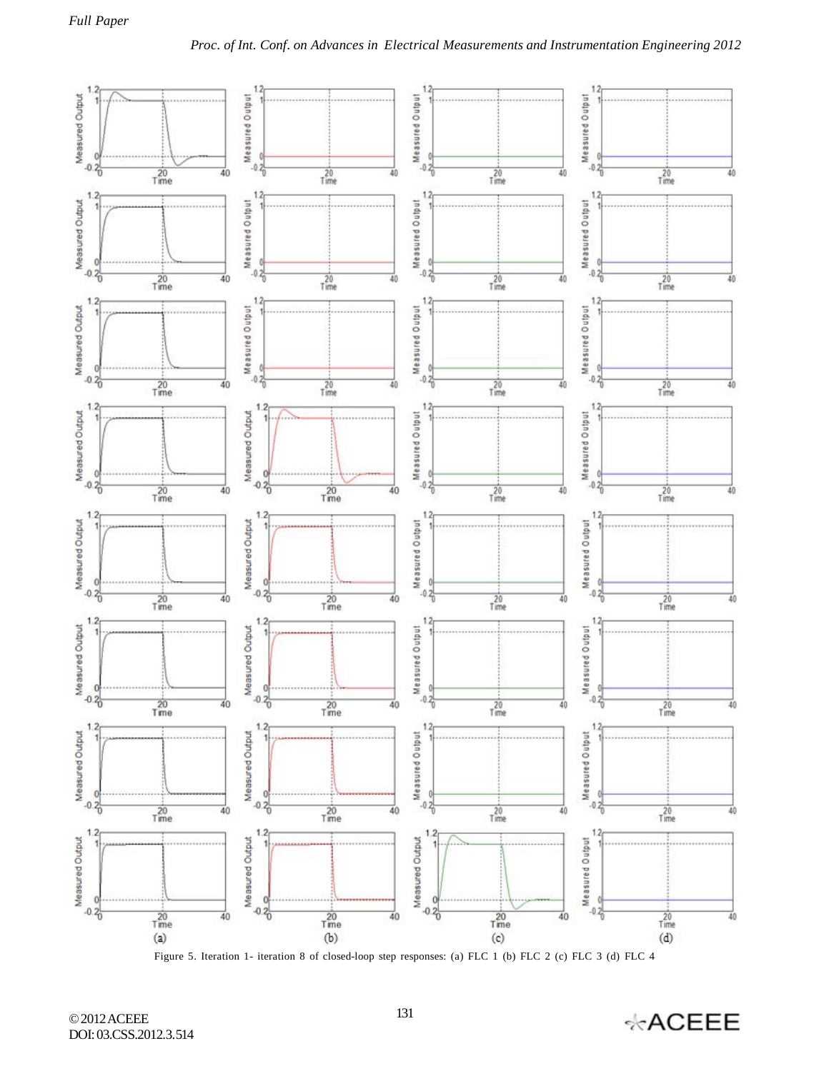Figure 5. Iteration 1- iteration 8 of closed-loop step responses: (a) FLC 1 (b) FLC 2 (c) FLC 3 (d) FLC 4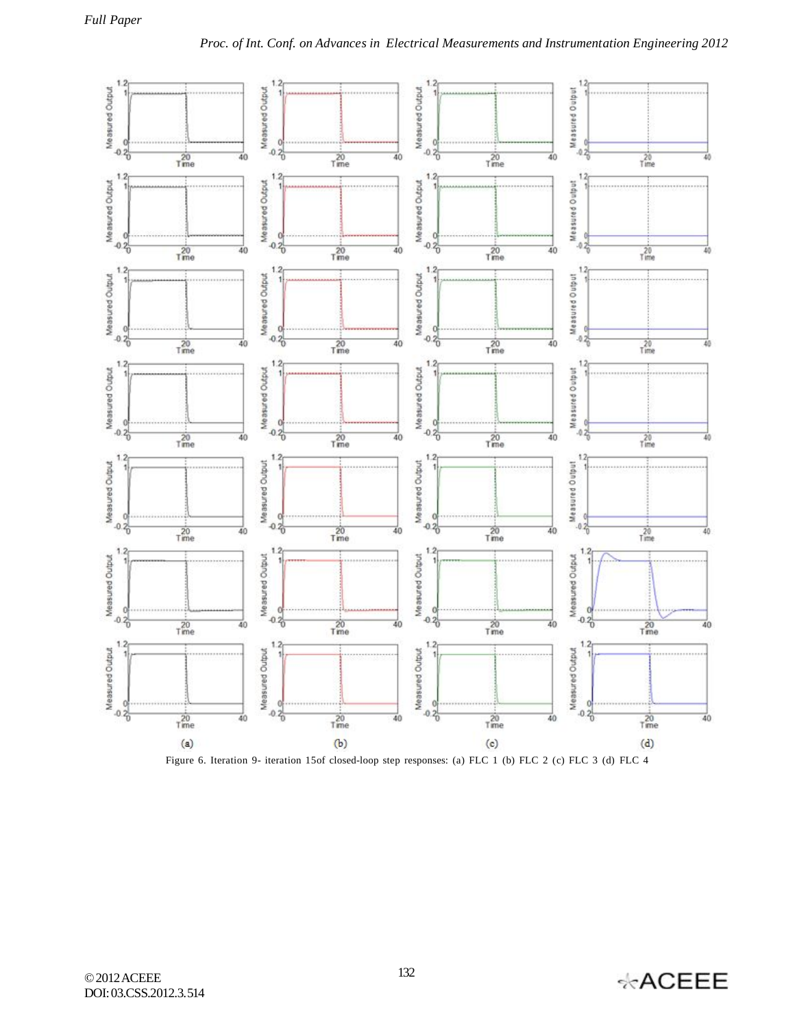Figure 6. Iteration 9- iteration 15of closed-loop step responses: (a) FLC 1 (b) FLC 2 (c) FLC 3 (d) FLC 4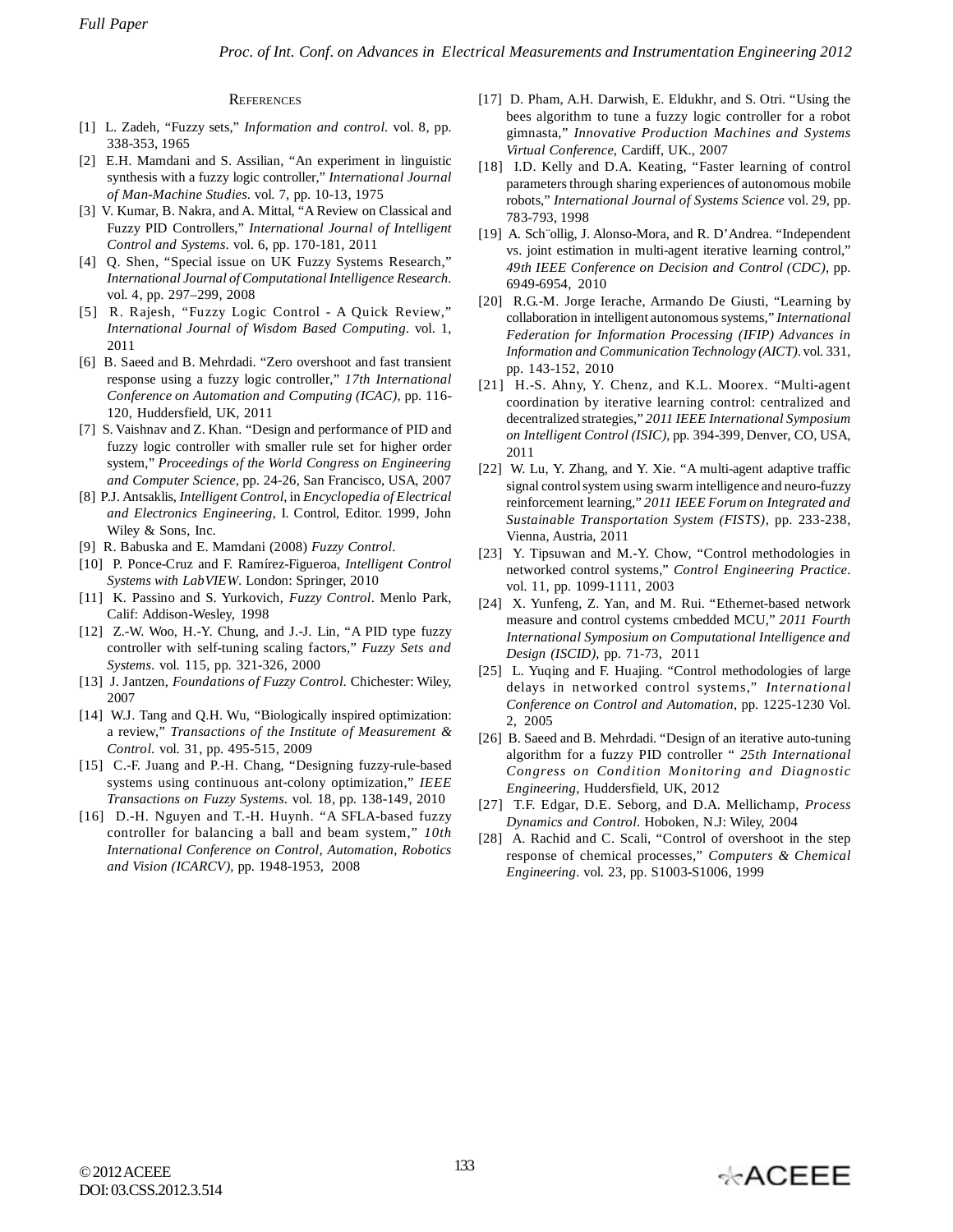## References

[1] L. Zadeh, "Fuzzy sets," *Information and control*. vol. 8, pp. 338-353, 1965

[2] E.H. Mamdani and S. Assilian, "An experiment in linguistic synthesis with a fuzzy logic controller," *International Journal of Man-Machine Studies*. vol. 7, pp. 10-13, 1975

[3] V. Kumar, B. Nakra, and A. Mittal, "A Review on Classical and Fuzzy PID Controllers," *International Journal of Intelligent Control and Systems*. vol. 6, pp. 170-181, 2011

[4] Q. Shen, "Special issue on UK Fuzzy Systems Research," *International Journal of Computational Intelligence Research*. vol. 4, pp. 297–299, 2008

[5] R. Rajesh, "Fuzzy Logic Control - A Quick Review," *International Journal of Wisdom Based Computing*. vol. 1, 2011

[6] B. Saeed and B. Mehrdadi. "Zero overshoot and fast transient response using a fuzzy logic controller," *17th International Conference on Automation and Computing (ICAC)*, pp. 116-120, Huddersfield, UK, 2011

[7] S. Vaishnav and Z. Khan. "Design and performance of PID and fuzzy logic controller with smaller rule set for higher order system," *Proceedings of the World Congress on Engineering and Computer Science*, pp. 24-26, San Francisco, USA, 2007

[8] P.J. Antsaklis, *Intelligent Control*, in *Encyclopedia of Electrical and Electronics Engineering*, I. Control, Editor. 1999, John Wiley & Sons, Inc.

[9] R. Babuska and E. Mamdani (2008) *Fuzzy Control*.

[10] P. Ponce-Cruz and F. Ramírez-Figueroa, *Intelligent Control Systems with LabVIEW*. London: Springer, 2010

[11] K. Passino and S. Yurkovich, *Fuzzy Control*. Menlo Park, Calif: Addison-Wesley, 1998

[12] Z.-W. Woo, H.-Y. Chung, and J.-J. Lin, "A PID type fuzzy controller with self-tuning scaling factors," *Fuzzy Sets and Systems*. vol. 115, pp. 321-326, 2000

[13] J. Jantzen, *Foundations of Fuzzy Control*. Chichester: Wiley, 2007

[14] W.J. Tang and Q.H. Wu, "Biologically inspired optimization: a review," *Transactions of the Institute of Measurement & Control*. vol. 31, pp. 495-515, 2009

[15] C.-F. Juang and P.-H. Chang, "Designing fuzzy-rule-based systems using continuous ant-colony optimization," *IEEE Transactions on Fuzzy Systems*. vol. 18, pp. 138-149, 2010

[16] D.-H. Nguyen and T.-H. Huynh. "A SFLA-based fuzzy controller for balancing a ball and beam system," *10th International Conference on Control, Automation, Robotics and Vision (ICARCV)*, pp. 1948-1953, 2008

[17] D. Pham, A.H. Darwish, E. Eldukhr, and S. Otri. "Using the bees algorithm to tune a fuzzy logic controller for a robot gimnasta," *Innovative Production Machines and Systems Virtual Conference*, Cardiff, UK., 2007

[18] I.D. Kelly and D.A. Keating, "Faster learning of control parameters through sharing experiences of autonomous mobile robots," *International Journal of Systems Science* vol. 29, pp. 783-793, 1998

[19] A. Sch¨ollig, J. Alonso-Mora, and R. D'Andrea. "Independent vs. joint estimation in multi-agent iterative learning control," *49th IEEE Conference on Decision and Control (CDC)*, pp. 6949-6954, 2010

[20] R.G.-M. Jorge Ierache, Armando De Giusti, "Learning by collaboration in intelligent autonomous systems," *International Federation for Information Processing (IFIP) Advances in Information and Communication Technology (AICT)*. vol. 331, pp. 143-152, 2010

[21] H.-S. Ahny, Y. Chenz, and K.L. Moorex. "Multi-agent coordination by iterative learning control: centralized and decentralized strategies," *2011 IEEE International Symposium on Intelligent Control (ISIC)*, pp. 394-399, Denver, CO, USA, 2011

[22] W. Lu, Y. Zhang, and Y. Xie. "A multi-agent adaptive traffic signal control system using swarm intelligence and neuro-fuzzy reinforcement learning," *2011 IEEE Forum on Integrated and Sustainable Transportation System (FISTS)*, pp. 233-238, Vienna, Austria, 2011

[23] Y. Tipsuwan and M.-Y. Chow, "Control methodologies in networked control systems," *Control Engineering Practice*. vol. 11, pp. 1099-1111, 2003

[24] X. Yunfeng, Z. Yan, and M. Rui. "Ethernet-based network measure and control cystems cmbedded MCU," *2011 Fourth International Symposium on Computational Intelligence and Design (ISCID)*, pp. 71-73, 2011

[25] L. Yuqing and F. Huajing. "Control methodologies of large delays in networked control systems," *International Conference on Control and Automation*, pp. 1225-1230 Vol. 2, 2005

[26] B. Saeed and B. Mehrdadi. "Design of an iterative auto-tuning algorithm for a fuzzy PID controller " *25th International Congress on Condition Monitoring and Diagnostic Engineering*, Huddersfield, UK, 2012

[27] T.F. Edgar, D.E. Seborg, and D.A. Mellichamp, *Process Dynamics and Control*. Hoboken, N.J: Wiley, 2004

[28] A. Rachid and C. Scali, "Control of overshoot in the step response of chemical processes," *Computers & Chemical Engineering*. vol. 23, pp. S1003-S1006, 1999